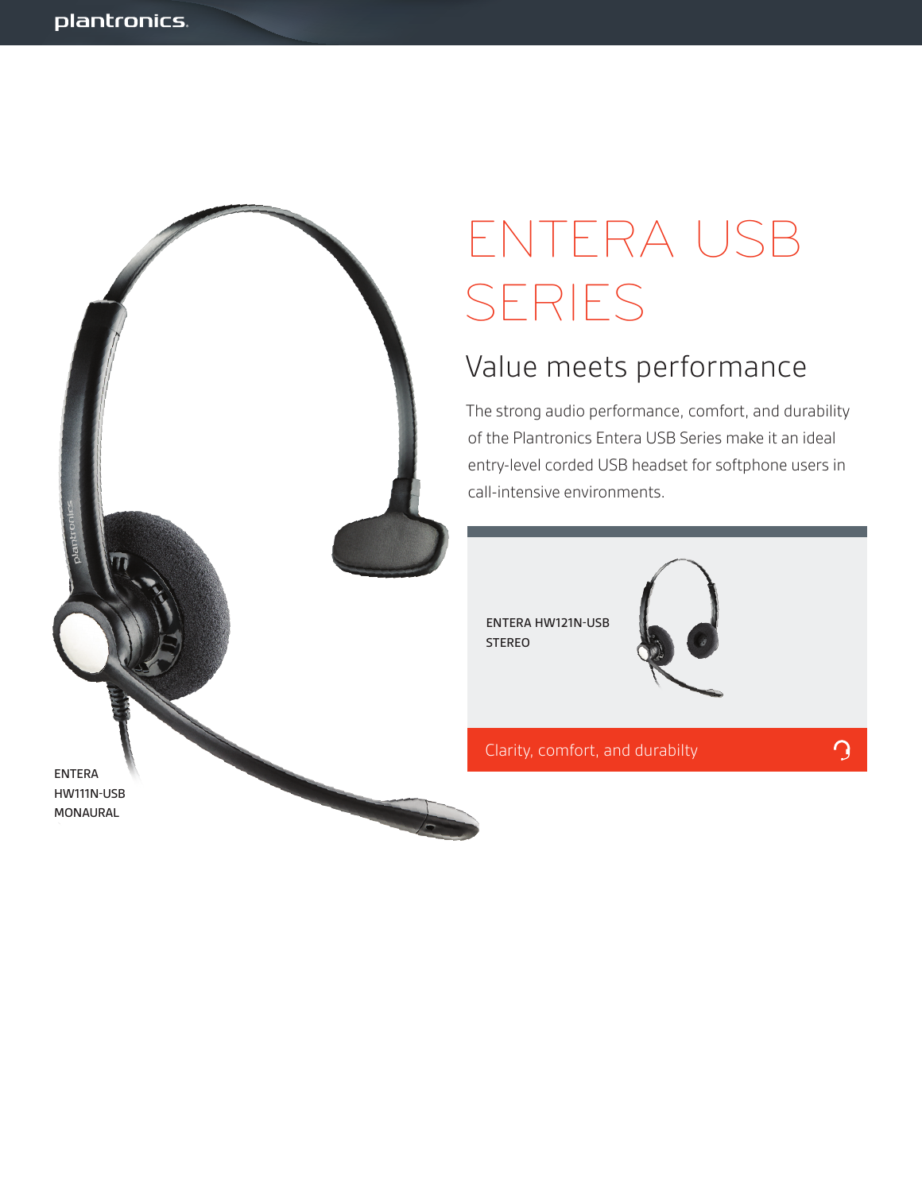# ENTERA USB SERIES

## Value meets performance

The strong audio performance, comfort, and durability of the Plantronics Entera USB Series make it an ideal entry-level corded USB headset for softphone users in call-intensive environments.

ENTERA HW121N-USB STEREO

Clarity, comfort, and durabilty

ENTERA HW111N-USB MONAURAL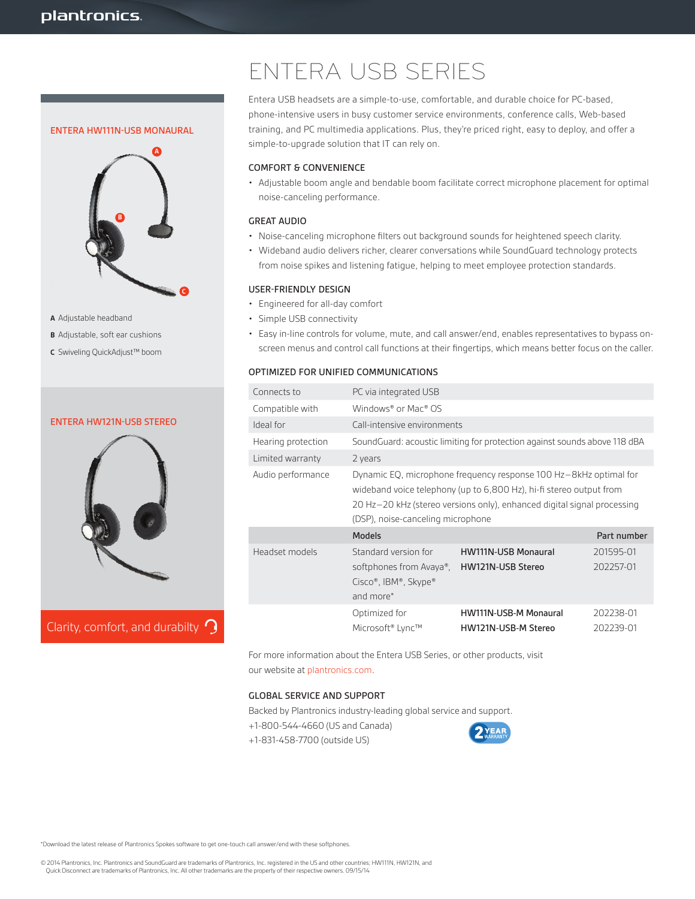# ENTERA USB SERIES

## ENTERA HW111N-USB MONAURAL

**A** Adjustable headband

**B** Adjustable, soft ear cushions

**C** Swiveling QuickAdjust™ boom

## ENTERA HW121N-USB STEREO

Clarity, comfort, and durabilty

Entera USB headsets are a simple-to-use, comfortable, and durable choice for PC-based, phone-intensive users in busy customer service environments, conference calls, Web-based training, and PC multimedia applications. Plus, they're priced right, easy to deploy, and offer a simple-to-upgrade solution that IT can rely on.

### COMFORT & CONVENIENCE

- Adjustable boom angle and bendable boom facilitate correct microphone placement for optimal noise-canceling performance.

### GREAT AUDIO

- Noise-canceling microphone filters out background sounds for heightened speech clarity.
- Wideband audio delivers richer, clearer conversations while SoundGuard technology protects from noise spikes and listening fatigue, helping to meet employee protection standards.

### USER-FRIENDLY DESIGN

- Engineered for all-day comfort
- Simple USB connectivity
- Easy in-line controls for volume, mute, and call answer/end, enables representatives to bypass on-screen menus and control call functions at their fingertips, which means better focus on the caller.

### OPTIMIZED FOR UNIFIED COMMUNICATIONS

| | | | |
|---|---|---|---|
| Connects to | PC via integrated USB | | |
| Compatible with | Windows® or Mac® OS | | |
| Ideal for | Call-intensive environments | | |
| Hearing protection | SoundGuard: acoustic limiting for protection against sounds above 118 dBA | | |
| Limited warranty | 2 years | | |
| Audio performance | Dynamic EQ, microphone frequency response 100 Hz–8kHz optimal for wideband voice telephony (up to 6,800 Hz), hi-fi stereo output from 20 Hz–20 kHz (stereo versions only), enhanced digital signal processing (DSP), noise-canceling microphone | | |
| | Models | | Part number |
| Headset models | Standard version for softphones from Avaya®, Cisco®, IBM®, Skype® and more* | HW111N-USB Monaural<br>HW121N-USB Stereo | 201595-01<br>202257-01 |
| | Optimized for Microsoft® Lync™ | HW111N-USB-M Monaural<br>HW121N-USB-M Stereo | 202238-01<br>202239-01 |

For more information about the Entera USB Series, or other products, visit our website at plantronics.com.

### GLOBAL SERVICE AND SUPPORT

Backed by Plantronics industry-leading global service and support.
+1-800-544-4660 (US and Canada)
+1-831-458-7700 (outside US)

2 YEAR WARRANTY

*Download the latest release of Plantronics Spokes software to get one-touch call answer/end with these softphones.

© 2014 Plantronics, Inc. Plantronics and SoundGuard are trademarks of Plantronics, Inc. registered in the US and other countries; HW111N, HW121N, and Quick Disconnect are trademarks of Plantronics, Inc. All other trademarks are the property of their respective owners. 09/15/14